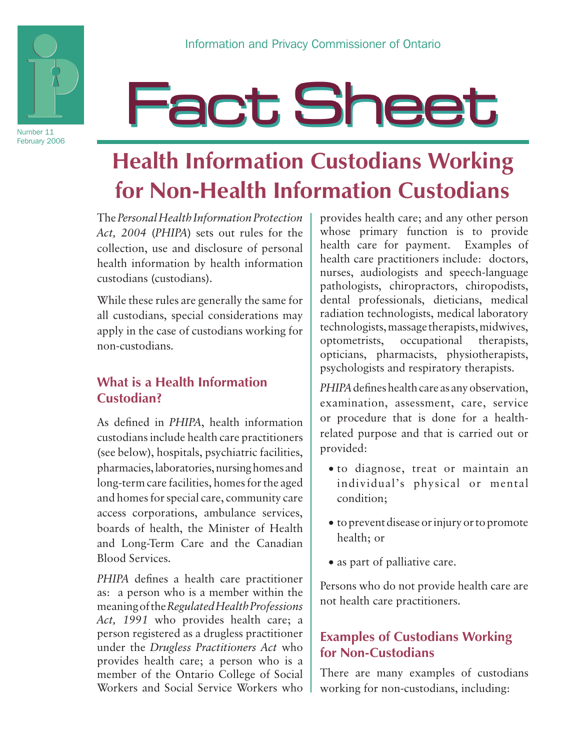Information and Privacy Commissioner of Ontario

# Fact Sheet

Number 11
February 2006

## Health Information Custodians Working for Non-Health Information Custodians

The *Personal Health Information Protection Act, 2004* (*PHIPA*) sets out rules for the collection, use and disclosure of personal health information by health information custodians (custodians).

While these rules are generally the same for all custodians, special considerations may apply in the case of custodians working for non-custodians.

### What is a Health Information Custodian?

As defined in *PHIPA*, health information custodians include health care practitioners (see below), hospitals, psychiatric facilities, pharmacies, laboratories, nursing homes and long-term care facilities, homes for the aged and homes for special care, community care access corporations, ambulance services, boards of health, the Minister of Health and Long-Term Care and the Canadian Blood Services.

*PHIPA* defines a health care practitioner as: a person who is a member within the meaning of the *Regulated Health Professions Act, 1991* who provides health care; a person registered as a drugless practitioner under the *Drugless Practitioners Act* who provides health care; a person who is a member of the Ontario College of Social Workers and Social Service Workers who provides health care; and any other person whose primary function is to provide health care for payment. Examples of health care practitioners include: doctors, nurses, audiologists and speech-language pathologists, chiropractors, chiropodists, dental professionals, dieticians, medical radiation technologists, medical laboratory technologists, massage therapists, midwives, optometrists, occupational therapists, opticians, pharmacists, physiotherapists, psychologists and respiratory therapists.

*PHIPA* defines health care as any observation, examination, assessment, care, service or procedure that is done for a health-related purpose and that is carried out or provided:

- to diagnose, treat or maintain an individual's physical or mental condition;
- to prevent disease or injury or to promote health; or
- as part of palliative care.

Persons who do not provide health care are not health care practitioners.

### Examples of Custodians Working for Non-Custodians

There are many examples of custodians working for non-custodians, including: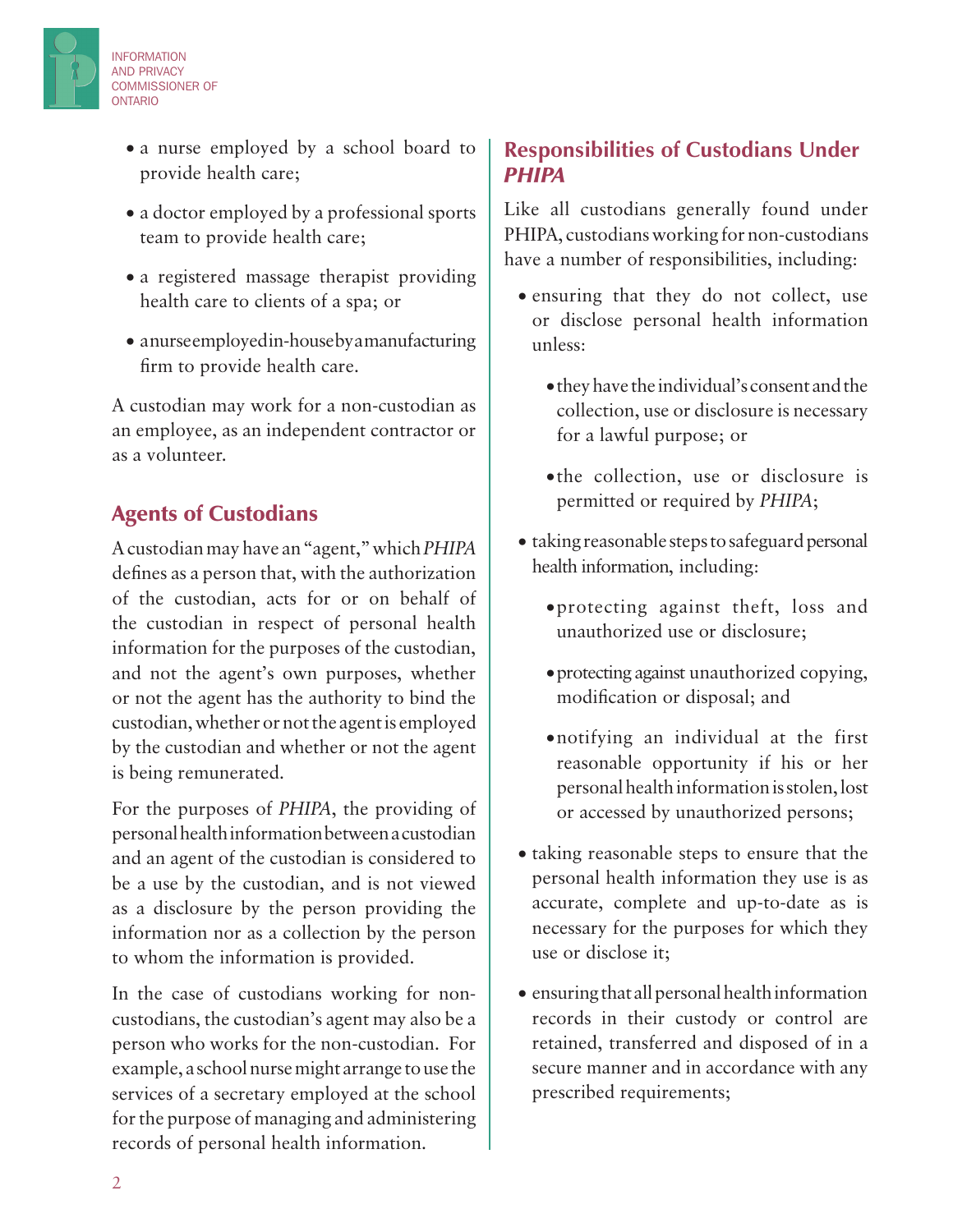- a nurse employed by a school board to provide health care;
- a doctor employed by a professional sports team to provide health care;
- a registered massage therapist providing health care to clients of a spa; or
- a nurse employed in-house by a manufacturing firm to provide health care.

A custodian may work for a non-custodian as an employee, as an independent contractor or as a volunteer.

## Agents of Custodians

A custodian may have an "agent," which *PHIPA* defines as a person that, with the authorization of the custodian, acts for or on behalf of the custodian in respect of personal health information for the purposes of the custodian, and not the agent's own purposes, whether or not the agent has the authority to bind the custodian, whether or not the agent is employed by the custodian and whether or not the agent is being remunerated.

For the purposes of *PHIPA*, the providing of personal health information between a custodian and an agent of the custodian is considered to be a use by the custodian, and is not viewed as a disclosure by the person providing the information nor as a collection by the person to whom the information is provided.

In the case of custodians working for non-custodians, the custodian's agent may also be a person who works for the non-custodian. For example, a school nurse might arrange to use the services of a secretary employed at the school for the purpose of managing and administering records of personal health information.

## Responsibilities of Custodians Under *PHIPA*

Like all custodians generally found under PHIPA, custodians working for non-custodians have a number of responsibilities, including:

- ensuring that they do not collect, use or disclose personal health information unless:
  - they have the individual's consent and the collection, use or disclosure is necessary for a lawful purpose; or
  - the collection, use or disclosure is permitted or required by *PHIPA*;
- taking reasonable steps to safeguard personal health information, including:
  - protecting against theft, loss and unauthorized use or disclosure;
  - protecting against unauthorized copying, modification or disposal; and
  - notifying an individual at the first reasonable opportunity if his or her personal health information is stolen, lost or accessed by unauthorized persons;
- taking reasonable steps to ensure that the personal health information they use is as accurate, complete and up-to-date as is necessary for the purposes for which they use or disclose it;
- ensuring that all personal health information records in their custody or control are retained, transferred and disposed of in a secure manner and in accordance with any prescribed requirements;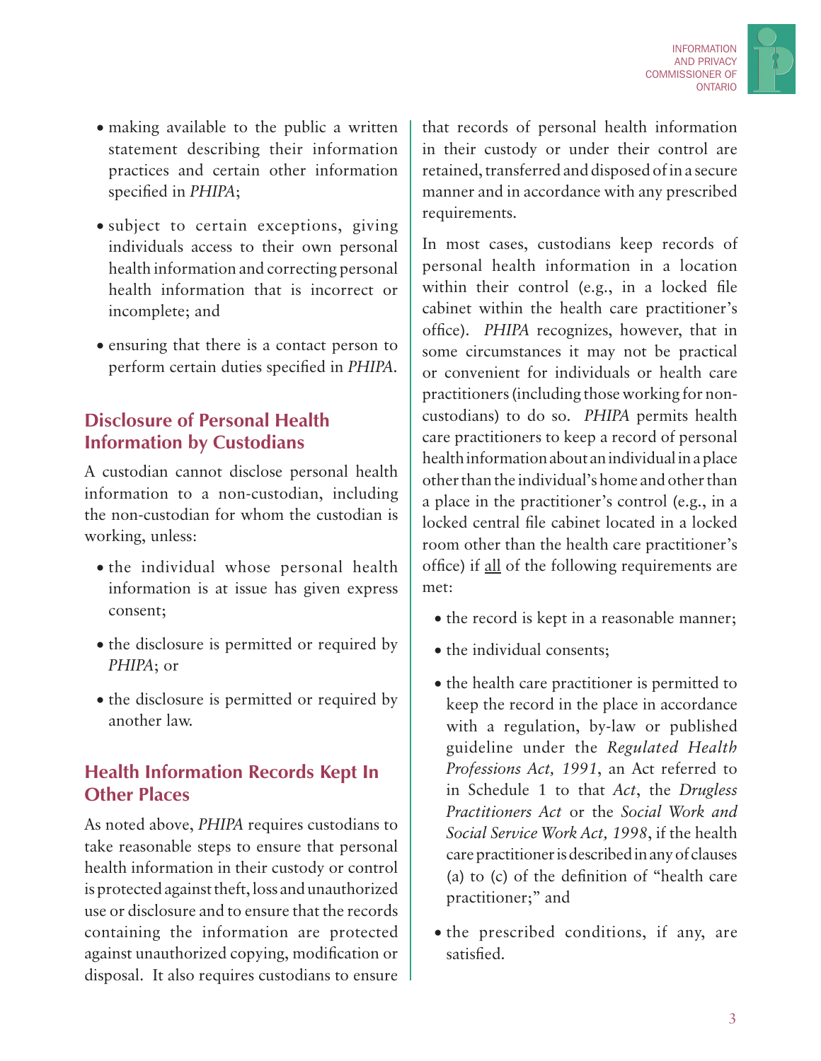- making available to the public a written statement describing their information practices and certain other information specified in *PHIPA*;
- subject to certain exceptions, giving individuals access to their own personal health information and correcting personal health information that is incorrect or incomplete; and
- ensuring that there is a contact person to perform certain duties specified in *PHIPA*.

## Disclosure of Personal Health Information by Custodians

A custodian cannot disclose personal health information to a non-custodian, including the non-custodian for whom the custodian is working, unless:

- the individual whose personal health information is at issue has given express consent;
- the disclosure is permitted or required by *PHIPA*; or
- the disclosure is permitted or required by another law.

## Health Information Records Kept In Other Places

As noted above, *PHIPA* requires custodians to take reasonable steps to ensure that personal health information in their custody or control is protected against theft, loss and unauthorized use or disclosure and to ensure that the records containing the information are protected against unauthorized copying, modification or disposal. It also requires custodians to ensure that records of personal health information in their custody or under their control are retained, transferred and disposed of in a secure manner and in accordance with any prescribed requirements.

In most cases, custodians keep records of personal health information in a location within their control (e.g., in a locked file cabinet within the health care practitioner's office). *PHIPA* recognizes, however, that in some circumstances it may not be practical or convenient for individuals or health care practitioners (including those working for non-custodians) to do so. *PHIPA* permits health care practitioners to keep a record of personal health information about an individual in a place other than the individual's home and other than a place in the practitioner's control (e.g., in a locked central file cabinet located in a locked room other than the health care practitioner's office) if <u>all</u> of the following requirements are met:

- the record is kept in a reasonable manner;
- the individual consents;
- the health care practitioner is permitted to keep the record in the place in accordance with a regulation, by-law or published guideline under the *Regulated Health Professions Act, 1991*, an Act referred to in Schedule 1 to that *Act*, the *Drugless Practitioners Act* or the *Social Work and Social Service Work Act, 1998*, if the health care practitioner is described in any of clauses (a) to (c) of the definition of "health care practitioner;" and
- the prescribed conditions, if any, are satisfied.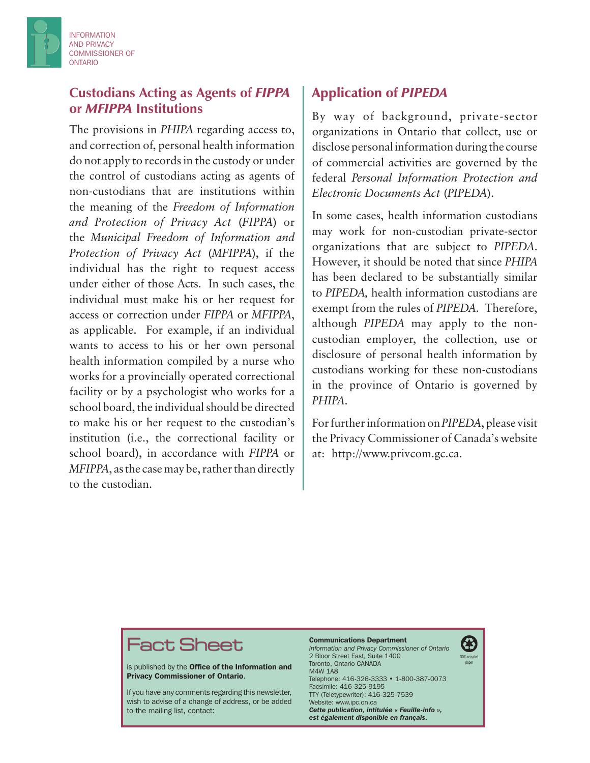INFORMATION AND PRIVACY COMMISSIONER OF ONTARIO

## Custodians Acting as Agents of *FIPPA* or *MFIPPA* Institutions

The provisions in *PHIPA* regarding access to, and correction of, personal health information do not apply to records in the custody or under the control of custodians acting as agents of non-custodians that are institutions within the meaning of the *Freedom of Information and Protection of Privacy Act* (*FIPPA*) or the *Municipal Freedom of Information and Protection of Privacy Act* (*MFIPPA*), if the individual has the right to request access under either of those Acts. In such cases, the individual must make his or her request for access or correction under *FIPPA* or *MFIPPA*, as applicable. For example, if an individual wants to access to his or her own personal health information compiled by a nurse who works for a provincially operated correctional facility or by a psychologist who works for a school board, the individual should be directed to make his or her request to the custodian's institution (i.e., the correctional facility or school board), in accordance with *FIPPA* or *MFIPPA*, as the case may be, rather than directly to the custodian.

## Application of *PIPEDA*

By way of background, private-sector organizations in Ontario that collect, use or disclose personal information during the course of commercial activities are governed by the federal *Personal Information Protection and Electronic Documents Act* (*PIPEDA*).

In some cases, health information custodians may work for non-custodian private-sector organizations that are subject to *PIPEDA*. However, it should be noted that since *PHIPA* has been declared to be substantially similar to *PIPEDA,* health information custodians are exempt from the rules of *PIPEDA*. Therefore, although *PIPEDA* may apply to the non-custodian employer, the collection, use or disclosure of personal health information by custodians working for these non-custodians in the province of Ontario is governed by *PHIPA*.

For further information on *PIPEDA*, please visit the Privacy Commissioner of Canada's website at: http://www.privcom.gc.ca.

---

**Fact Sheet**

is published by the **Office of the Information and Privacy Commissioner of Ontario**.

If you have any comments regarding this newsletter, wish to advise of a change of address, or be added to the mailing list, contact:

**Communications Department**
*Information and Privacy Commissioner of Ontario*
2 Bloor Street East, Suite 1400
Toronto, Ontario CANADA
M4W 1A8
Telephone: 416-326-3333 • 1-800-387-0073
Facsimile: 416-325-9195
TTY (Teletypewriter): 416-325-7539
Website: www.ipc.on.ca
***Cette publication, intitulée « Feuille-info », est également disponible en français.***

30% recycled paper